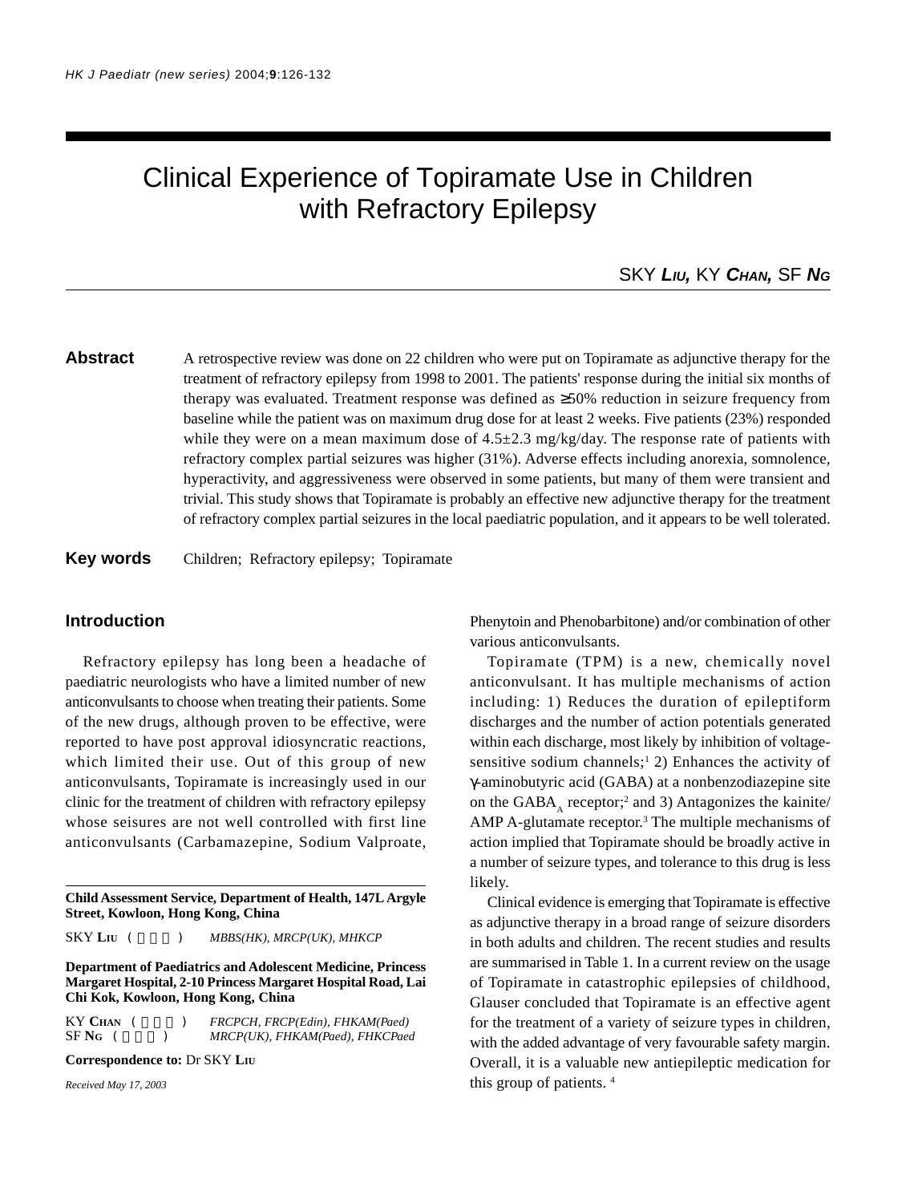# Clinical Experience of Topiramate Use in Children with Refractory Epilepsy

SKY **LIU**, KY **CHAN**, SF **NG**

**Abstract** A retrospective review was done on 22 children who were put on Topiramate as adjunctive therapy for the treatment of refractory epilepsy from 1998 to 2001. The patients' response during the initial six months of therapy was evaluated. Treatment response was defined as ≥50% reduction in seizure frequency from baseline while the patient was on maximum drug dose for at least 2 weeks. Five patients (23%) responded while they were on a mean maximum dose of 4.5±2.3 mg/kg/day. The response rate of patients with refractory complex partial seizures was higher (31%). Adverse effects including anorexia, somnolence, hyperactivity, and aggressiveness were observed in some patients, but many of them were transient and trivial. This study shows that Topiramate is probably an effective new adjunctive therapy for the treatment of refractory complex partial seizures in the local paediatric population, and it appears to be well tolerated.

**Key words** Children; Refractory epilepsy; Topiramate

## Introduction

Refractory epilepsy has long been a headache of paediatric neurologists who have a limited number of new anticonvulsants to choose when treating their patients. Some of the new drugs, although proven to be effective, were reported to have post approval idiosyncratic reactions, which limited their use. Out of this group of new anticonvulsants, Topiramate is increasingly used in our clinic for the treatment of children with refractory epilepsy whose seisures are not well controlled with first line anticonvulsants (Carbamazepine, Sodium Valproate, Phenytoin and Phenobarbitone) and/or combination of other various anticonvulsants.

Topiramate (TPM) is a new, chemically novel anticonvulsant. It has multiple mechanisms of action including: 1) Reduces the duration of epileptiform discharges and the number of action potentials generated within each discharge, most likely by inhibition of voltage-sensitive sodium channels;[1] 2) Enhances the activity of γ-aminobutyric acid (GABA) at a nonbenzodiazepine site on the $GABA_A$ receptor;[2] and 3) Antagonizes the kainite/AMP A-glutamate receptor.[3] The multiple mechanisms of action implied that Topiramate should be broadly active in a number of seizure types, and tolerance to this drug is less likely.

Clinical evidence is emerging that Topiramate is effective as adjunctive therapy in a broad range of seizure disorders in both adults and children. The recent studies and results are summarised in Table 1. In a current review on the usage of Topiramate in catastrophic epilepsies of childhood, Glauser concluded that Topiramate is an effective agent for the treatment of a variety of seizure types in children, with the added advantage of very favourable safety margin. Overall, it is a valuable new antiepileptic medication for this group of patients. [4]

---

**Child Assessment Service, Department of Health, 147L Argyle Street, Kowloon, Hong Kong, China**

SKY **LIU** ( ) *MBBS(HK), MRCP(UK), MHKCP*

**Department of Paediatrics and Adolescent Medicine, Princess Margaret Hospital, 2-10 Princess Margaret Hospital Road, Lai Chi Kok, Kowloon, Hong Kong, China**

KY **CHAN** ( ) *FRCPCH, FRCP(Edin), FHKAM(Paed)*
SF **NG** ( ) *MRCP(UK), FHKAM(Paed), FHKCPaed*

**Correspondence to:** Dr SKY **LIU**

*Received May 17, 2003*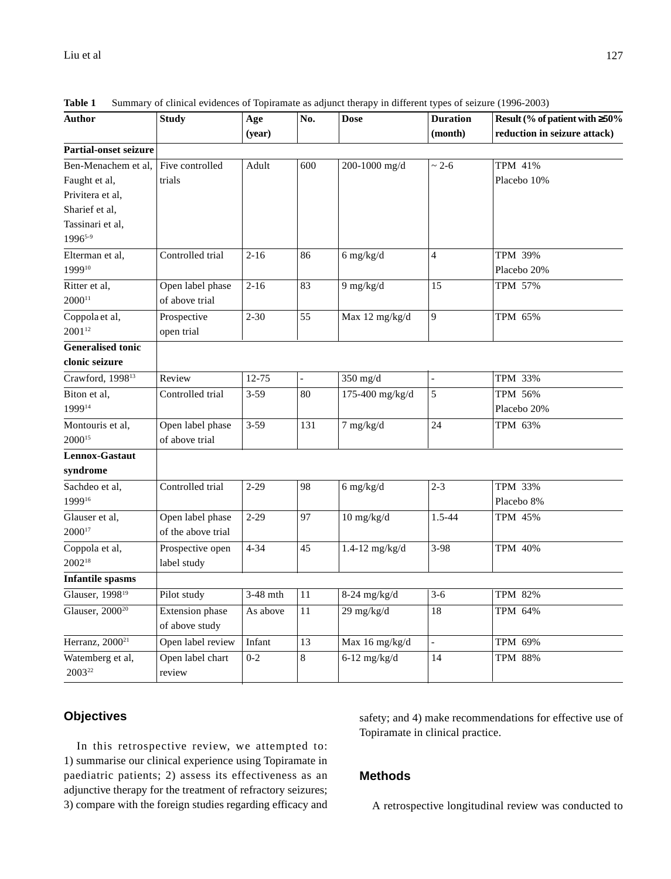**Table 1** Summary of clinical evidences of Topiramate as adjunct therapy in different types of seizure (1996-2003)

| Author | Study | Age (year) | No. | Dose | Duration (month) | Result (% of patient with ≥50% reduction in seizure attack) |
|---|---|---|---|---|---|---|
| **Partial-onset seizure** | | | | | | |
| Ben-Menachem et al, Faught et al, Privitera et al, Sharief et al, Tassinari et al, 1996[5-9] | Five controlled trials | Adult | 600 | 200-1000 mg/d | ~ 2-6 | TPM 41% Placebo 10% |
| Elterman et al, 1999[10] | Controlled trial | 2-16 | 86 | 6 mg/kg/d | 4 | TPM 39% Placebo 20% |
| Ritter et al, 2000[11] | Open label phase of above trial | 2-16 | 83 | 9 mg/kg/d | 15 | TPM 57% |
| Coppola et al, 2001[12] | Prospective open trial | 2-30 | 55 | Max 12 mg/kg/d | 9 | TPM 65% |
| **Generalised tonic clonic seizure** | | | | | | |
| Crawford, 1998[13] | Review | 12-75 | - | 350 mg/d | - | TPM 33% |
| Biton et al, 1999[14] | Controlled trial | 3-59 | 80 | 175-400 mg/kg/d | 5 | TPM 56% Placebo 20% |
| Montouris et al, 2000[15] | Open label phase of above trial | 3-59 | 131 | 7 mg/kg/d | 24 | TPM 63% |
| **Lennox-Gastaut syndrome** | | | | | | |
| Sachdeo et al, 1999[16] | Controlled trial | 2-29 | 98 | 6 mg/kg/d | 2-3 | TPM 33% Placebo 8% |
| Glauser et al, 2000[17] | Open label phase of the above trial | 2-29 | 97 | 10 mg/kg/d | 1.5-44 | TPM 45% |
| Coppola et al, 2002[18] | Prospective open label study | 4-34 | 45 | 1.4-12 mg/kg/d | 3-98 | TPM 40% |
| **Infantile spasms** | | | | | | |
| Glauser, 1998[19] | Pilot study | 3-48 mth | 11 | 8-24 mg/kg/d | 3-6 | TPM 82% |
| Glauser, 2000[20] | Extension phase of above study | As above | 11 | 29 mg/kg/d | 18 | TPM 64% |
| Herranz, 2000[21] | Open label review | Infant | 13 | Max 16 mg/kg/d | - | TPM 69% |
| Watemberg et al, 2003[22] | Open label chart review | 0-2 | 8 | 6-12 mg/kg/d | 14 | TPM 88% |

## Objectives

In this retrospective review, we attempted to: 1) summarise our clinical experience using Topiramate in paediatric patients; 2) assess its effectiveness as an adjunctive therapy for the treatment of refractory seizures; 3) compare with the foreign studies regarding efficacy and safety; and 4) make recommendations for effective use of Topiramate in clinical practice.

## Methods

A retrospective longitudinal review was conducted to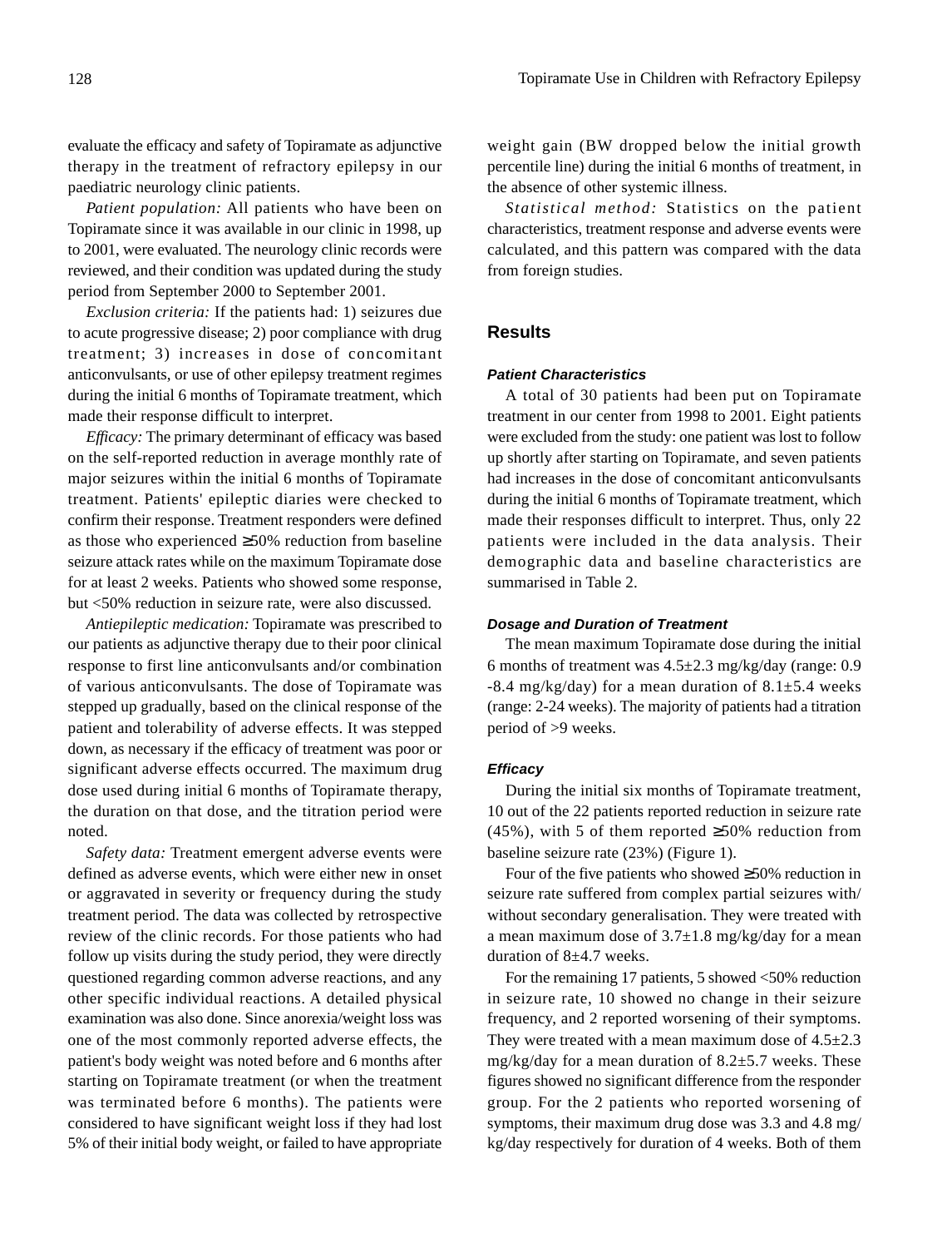evaluate the efficacy and safety of Topiramate as adjunctive therapy in the treatment of refractory epilepsy in our paediatric neurology clinic patients.

*Patient population:* All patients who have been on Topiramate since it was available in our clinic in 1998, up to 2001, were evaluated. The neurology clinic records were reviewed, and their condition was updated during the study period from September 2000 to September 2001.

*Exclusion criteria:* If the patients had: 1) seizures due to acute progressive disease; 2) poor compliance with drug treatment; 3) increases in dose of concomitant anticonvulsants, or use of other epilepsy treatment regimes during the initial 6 months of Topiramate treatment, which made their response difficult to interpret.

*Efficacy:* The primary determinant of efficacy was based on the self-reported reduction in average monthly rate of major seizures within the initial 6 months of Topiramate treatment. Patients' epileptic diaries were checked to confirm their response. Treatment responders were defined as those who experienced ≥50% reduction from baseline seizure attack rates while on the maximum Topiramate dose for at least 2 weeks. Patients who showed some response, but <50% reduction in seizure rate, were also discussed.

*Antiepileptic medication:* Topiramate was prescribed to our patients as adjunctive therapy due to their poor clinical response to first line anticonvulsants and/or combination of various anticonvulsants. The dose of Topiramate was stepped up gradually, based on the clinical response of the patient and tolerability of adverse effects. It was stepped down, as necessary if the efficacy of treatment was poor or significant adverse effects occurred. The maximum drug dose used during initial 6 months of Topiramate therapy, the duration on that dose, and the titration period were noted.

*Safety data:* Treatment emergent adverse events were defined as adverse events, which were either new in onset or aggravated in severity or frequency during the study treatment period. The data was collected by retrospective review of the clinic records. For those patients who had follow up visits during the study period, they were directly questioned regarding common adverse reactions, and any other specific individual reactions. A detailed physical examination was also done. Since anorexia/weight loss was one of the most commonly reported adverse effects, the patient's body weight was noted before and 6 months after starting on Topiramate treatment (or when the treatment was terminated before 6 months). The patients were considered to have significant weight loss if they had lost 5% of their initial body weight, or failed to have appropriate weight gain (BW dropped below the initial growth percentile line) during the initial 6 months of treatment, in the absence of other systemic illness.

*Statistical method:* Statistics on the patient characteristics, treatment response and adverse events were calculated, and this pattern was compared with the data from foreign studies.

## Results

### Patient Characteristics

A total of 30 patients had been put on Topiramate treatment in our center from 1998 to 2001. Eight patients were excluded from the study: one patient was lost to follow up shortly after starting on Topiramate, and seven patients had increases in the dose of concomitant anticonvulsants during the initial 6 months of Topiramate treatment, which made their responses difficult to interpret. Thus, only 22 patients were included in the data analysis. Their demographic data and baseline characteristics are summarised in Table 2.

### Dosage and Duration of Treatment

The mean maximum Topiramate dose during the initial 6 months of treatment was 4.5±2.3 mg/kg/day (range: 0.9 -8.4 mg/kg/day) for a mean duration of 8.1±5.4 weeks (range: 2-24 weeks). The majority of patients had a titration period of >9 weeks.

### Efficacy

During the initial six months of Topiramate treatment, 10 out of the 22 patients reported reduction in seizure rate (45%), with 5 of them reported ≥50% reduction from baseline seizure rate (23%) (Figure 1).

Four of the five patients who showed ≥50% reduction in seizure rate suffered from complex partial seizures with/ without secondary generalisation. They were treated with a mean maximum dose of 3.7±1.8 mg/kg/day for a mean duration of 8±4.7 weeks.

For the remaining 17 patients, 5 showed <50% reduction in seizure rate, 10 showed no change in their seizure frequency, and 2 reported worsening of their symptoms. They were treated with a mean maximum dose of 4.5±2.3 mg/kg/day for a mean duration of 8.2±5.7 weeks. These figures showed no significant difference from the responder group. For the 2 patients who reported worsening of symptoms, their maximum drug dose was 3.3 and 4.8 mg/ kg/day respectively for duration of 4 weeks. Both of them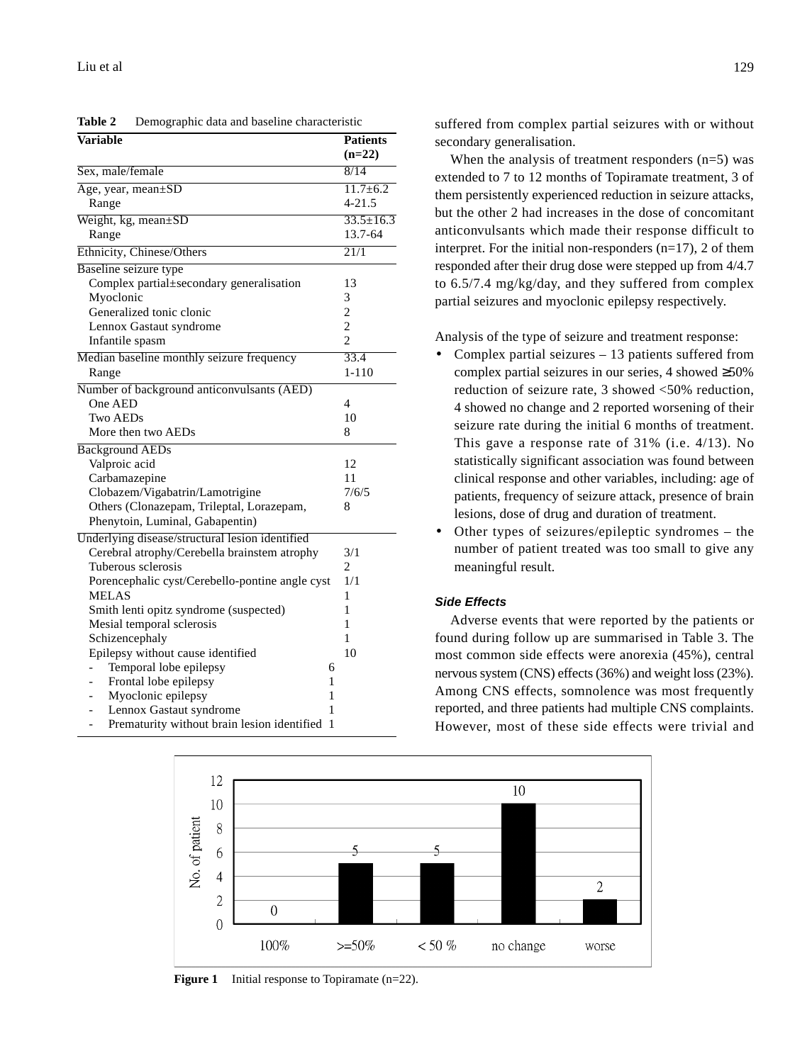**Table 2** Demographic data and baseline characteristic

| Variable | Patients (n=22) |
|---|---|
| Sex, male/female | 8/14 |
| Age, year, mean±SD | 11.7±6.2 |
| Range | 4-21.5 |
| Weight, kg, mean±SD | 33.5±16.3 |
| Range | 13.7-64 |
| Ethnicity, Chinese/Others | 21/1 |
| Baseline seizure type | |
| Complex partial±secondary generalisation | 13 |
| Myoclonic | 3 |
| Generalized tonic clonic | 2 |
| Lennox Gastaut syndrome | 2 |
| Infantile spasm | 2 |
| Median baseline monthly seizure frequency | 33.4 |
| Range | 1-110 |
| Number of background anticonvulsants (AED) | |
| One AED | 4 |
| Two AEDs | 10 |
| More then two AEDs | 8 |
| Background AEDs | |
| Valproic acid | 12 |
| Carbamazepine | 11 |
| Clobazem/Vigabatrin/Lamotrigine | 7/6/5 |
| Others (Clonazepam, Trileptal, Lorazepam, Phenytoin, Luminal, Gabapentin) | 8 |
| Underlying disease/structural lesion identified | |
| Cerebral atrophy/Cerebella brainstem atrophy | 3/1 |
| Tuberous sclerosis | 2 |
| Porencephalic cyst/Cerebello-pontine angle cyst | 1/1 |
| MELAS | 1 |
| Smith lenti opitz syndrome (suspected) | 1 |
| Mesial temporal sclerosis | 1 |
| Schizencephaly | 1 |
| Epilepsy without cause identified | 10 |
| - Temporal lobe epilepsy | 6 |
| - Frontal lobe epilepsy | 1 |
| - Myoclonic epilepsy | 1 |
| - Lennox Gastaut syndrome | 1 |
| - Prematurity without brain lesion identified | 1 |

suffered from complex partial seizures with or without secondary generalisation.

When the analysis of treatment responders (n=5) was extended to 7 to 12 months of Topiramate treatment, 3 of them persistently experienced reduction in seizure attacks, but the other 2 had increases in the dose of concomitant anticonvulsants which made their response difficult to interpret. For the initial non-responders (n=17), 2 of them responded after their drug dose were stepped up from 4/4.7 to 6.5/7.4 mg/kg/day, and they suffered from complex partial seizures and myoclonic epilepsy respectively.

Analysis of the type of seizure and treatment response:

- Complex partial seizures – 13 patients suffered from complex partial seizures in our series, 4 showed ≥50% reduction of seizure rate, 3 showed <50% reduction, 4 showed no change and 2 reported worsening of their seizure rate during the initial 6 months of treatment. This gave a response rate of 31% (i.e. 4/13). No statistically significant association was found between clinical response and other variables, including: age of patients, frequency of seizure attack, presence of brain lesions, dose of drug and duration of treatment.
- Other types of seizures/epileptic syndromes – the number of patient treated was too small to give any meaningful result.

### Side Effects

Adverse events that were reported by the patients or found during follow up are summarised in Table 3. The most common side effects were anorexia (45%), central nervous system (CNS) effects (36%) and weight loss (23%). Among CNS effects, somnolence was most frequently reported, and three patients had multiple CNS complaints. However, most of these side effects were trivial and

| Response | No. of patient |
|---|---|
| 100% | 0 |
| >=50% | 5 |
| < 50 % | 5 |
| no change | 10 |
| worse | 2 |

**Figure 1** Initial response to Topiramate (n=22).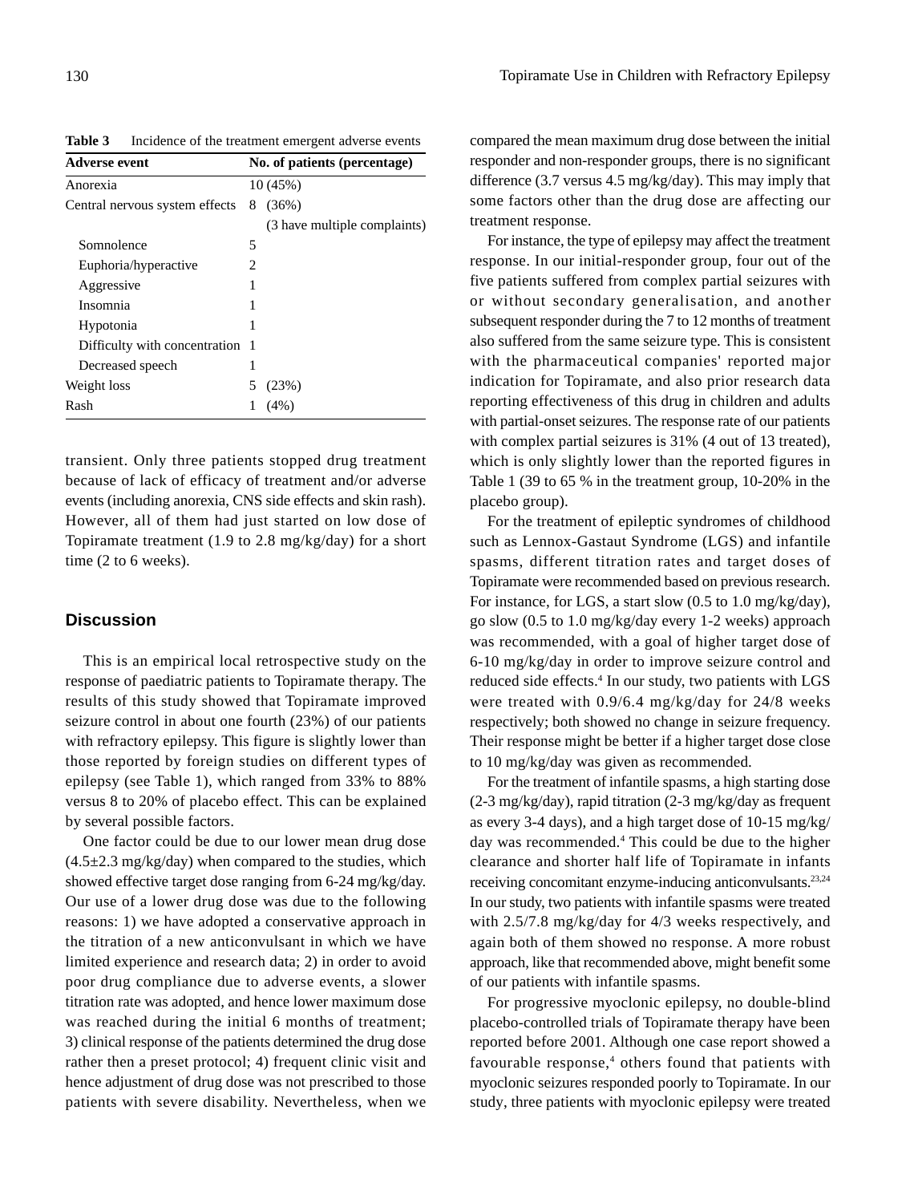**Table 3** Incidence of the treatment emergent adverse events

| Adverse event | No. of patients (percentage) |
|---|---|
| Anorexia | 10 (45%) |
| Central nervous system effects | 8 (36%) (3 have multiple complaints) |
| Somnolence | 5 |
| Euphoria/hyperactive | 2 |
| Aggressive | 1 |
| Insomnia | 1 |
| Hypotonia | 1 |
| Difficulty with concentration | 1 |
| Decreased speech | 1 |
| Weight loss | 5 (23%) |
| Rash | 1 (4%) |

transient. Only three patients stopped drug treatment because of lack of efficacy of treatment and/or adverse events (including anorexia, CNS side effects and skin rash). However, all of them had just started on low dose of Topiramate treatment (1.9 to 2.8 mg/kg/day) for a short time (2 to 6 weeks).

## Discussion

This is an empirical local retrospective study on the response of paediatric patients to Topiramate therapy. The results of this study showed that Topiramate improved seizure control in about one fourth (23%) of our patients with refractory epilepsy. This figure is slightly lower than those reported by foreign studies on different types of epilepsy (see Table 1), which ranged from 33% to 88% versus 8 to 20% of placebo effect. This can be explained by several possible factors.

One factor could be due to our lower mean drug dose (4.5±2.3 mg/kg/day) when compared to the studies, which showed effective target dose ranging from 6-24 mg/kg/day. Our use of a lower drug dose was due to the following reasons: 1) we have adopted a conservative approach in the titration of a new anticonvulsant in which we have limited experience and research data; 2) in order to avoid poor drug compliance due to adverse events, a slower titration rate was adopted, and hence lower maximum dose was reached during the initial 6 months of treatment; 3) clinical response of the patients determined the drug dose rather then a preset protocol; 4) frequent clinic visit and hence adjustment of drug dose was not prescribed to those patients with severe disability. Nevertheless, when we compared the mean maximum drug dose between the initial responder and non-responder groups, there is no significant difference (3.7 versus 4.5 mg/kg/day). This may imply that some factors other than the drug dose are affecting our treatment response.

For instance, the type of epilepsy may affect the treatment response. In our initial-responder group, four out of the five patients suffered from complex partial seizures with or without secondary generalisation, and another subsequent responder during the 7 to 12 months of treatment also suffered from the same seizure type. This is consistent with the pharmaceutical companies' reported major indication for Topiramate, and also prior research data reporting effectiveness of this drug in children and adults with partial-onset seizures. The response rate of our patients with complex partial seizures is 31% (4 out of 13 treated), which is only slightly lower than the reported figures in Table 1 (39 to 65 % in the treatment group, 10-20% in the placebo group).

For the treatment of epileptic syndromes of childhood such as Lennox-Gastaut Syndrome (LGS) and infantile spasms, different titration rates and target doses of Topiramate were recommended based on previous research. For instance, for LGS, a start slow (0.5 to 1.0 mg/kg/day), go slow (0.5 to 1.0 mg/kg/day every 1-2 weeks) approach was recommended, with a goal of higher target dose of 6-10 mg/kg/day in order to improve seizure control and reduced side effects.[4] In our study, two patients with LGS were treated with 0.9/6.4 mg/kg/day for 24/8 weeks respectively; both showed no change in seizure frequency. Their response might be better if a higher target dose close to 10 mg/kg/day was given as recommended.

For the treatment of infantile spasms, a high starting dose (2-3 mg/kg/day), rapid titration (2-3 mg/kg/day as frequent as every 3-4 days), and a high target dose of 10-15 mg/kg/day was recommended.[4] This could be due to the higher clearance and shorter half life of Topiramate in infants receiving concomitant enzyme-inducing anticonvulsants.[23,24] In our study, two patients with infantile spasms were treated with 2.5/7.8 mg/kg/day for 4/3 weeks respectively, and again both of them showed no response. A more robust approach, like that recommended above, might benefit some of our patients with infantile spasms.

For progressive myoclonic epilepsy, no double-blind placebo-controlled trials of Topiramate therapy have been reported before 2001. Although one case report showed a favourable response,[4] others found that patients with myoclonic seizures responded poorly to Topiramate. In our study, three patients with myoclonic epilepsy were treated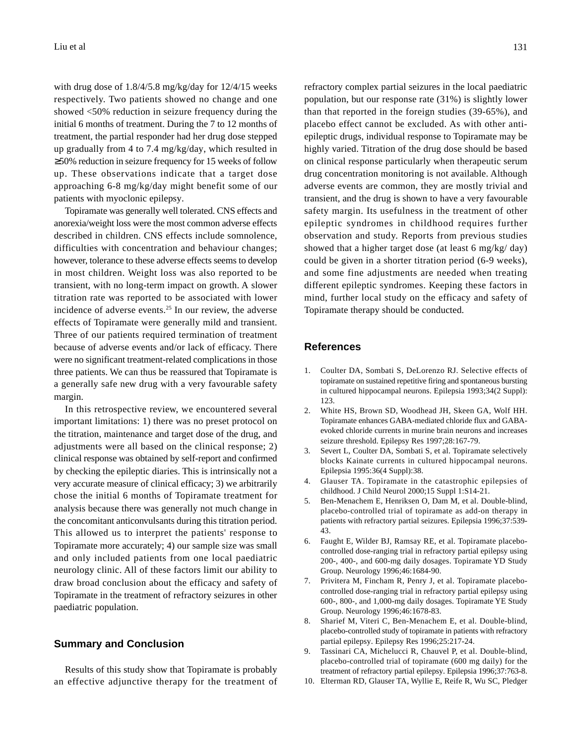with drug dose of 1.8/4/5.8 mg/kg/day for 12/4/15 weeks respectively. Two patients showed no change and one showed <50% reduction in seizure frequency during the initial 6 months of treatment. During the 7 to 12 months of treatment, the partial responder had her drug dose stepped up gradually from 4 to 7.4 mg/kg/day, which resulted in ≥50% reduction in seizure frequency for 15 weeks of follow up. These observations indicate that a target dose approaching 6-8 mg/kg/day might benefit some of our patients with myoclonic epilepsy.

Topiramate was generally well tolerated. CNS effects and anorexia/weight loss were the most common adverse effects described in children. CNS effects include somnolence, difficulties with concentration and behaviour changes; however, tolerance to these adverse effects seems to develop in most children. Weight loss was also reported to be transient, with no long-term impact on growth. A slower titration rate was reported to be associated with lower incidence of adverse events.[25] In our review, the adverse effects of Topiramate were generally mild and transient. Three of our patients required termination of treatment because of adverse events and/or lack of efficacy. There were no significant treatment-related complications in those three patients. We can thus be reassured that Topiramate is a generally safe new drug with a very favourable safety margin.

In this retrospective review, we encountered several important limitations: 1) there was no preset protocol on the titration, maintenance and target dose of the drug, and adjustments were all based on the clinical response; 2) clinical response was obtained by self-report and confirmed by checking the epileptic diaries. This is intrinsically not a very accurate measure of clinical efficacy; 3) we arbitrarily chose the initial 6 months of Topiramate treatment for analysis because there was generally not much change in the concomitant anticonvulsants during this titration period. This allowed us to interpret the patients' response to Topiramate more accurately; 4) our sample size was small and only included patients from one local paediatric neurology clinic. All of these factors limit our ability to draw broad conclusion about the efficacy and safety of Topiramate in the treatment of refractory seizures in other paediatric population.

## Summary and Conclusion

Results of this study show that Topiramate is probably an effective adjunctive therapy for the treatment of refractory complex partial seizures in the local paediatric population, but our response rate (31%) is slightly lower than that reported in the foreign studies (39-65%), and placebo effect cannot be excluded. As with other anti-epileptic drugs, individual response to Topiramate may be highly varied. Titration of the drug dose should be based on clinical response particularly when therapeutic serum drug concentration monitoring is not available. Although adverse events are common, they are mostly trivial and transient, and the drug is shown to have a very favourable safety margin. Its usefulness in the treatment of other epileptic syndromes in childhood requires further observation and study. Reports from previous studies showed that a higher target dose (at least 6 mg/kg/ day) could be given in a shorter titration period (6-9 weeks), and some fine adjustments are needed when treating different epileptic syndromes. Keeping these factors in mind, further local study on the efficacy and safety of Topiramate therapy should be conducted.

## References

1. Coulter DA, Sombati S, DeLorenzo RJ. Selective effects of topiramate on sustained repetitive firing and spontaneous bursting in cultured hippocampal neurons. Epilepsia 1993;34(2 Suppl): 123.
2. White HS, Brown SD, Woodhead JH, Skeen GA, Wolf HH. Topiramate enhances GABA-mediated chloride flux and GABA-evoked chloride currents in murine brain neurons and increases seizure threshold. Epilepsy Res 1997;28:167-79.
3. Severt L, Coulter DA, Sombati S, et al. Topiramate selectively blocks Kainate currents in cultured hippocampal neurons. Epilepsia 1995:36(4 Suppl):38.
4. Glauser TA. Topiramate in the catastrophic epilepsies of childhood. J Child Neurol 2000;15 Suppl 1:S14-21.
5. Ben-Menachem E, Henriksen O, Dam M, et al. Double-blind, placebo-controlled trial of topiramate as add-on therapy in patients with refractory partial seizures. Epilepsia 1996;37:539-43.
6. Faught E, Wilder BJ, Ramsay RE, et al. Topiramate placebo-controlled dose-ranging trial in refractory partial epilepsy using 200-, 400-, and 600-mg daily dosages. Topiramate YD Study Group. Neurology 1996;46:1684-90.
7. Privitera M, Fincham R, Penry J, et al. Topiramate placebo-controlled dose-ranging trial in refractory partial epilepsy using 600-, 800-, and 1,000-mg daily dosages. Topiramate YE Study Group. Neurology 1996;46:1678-83.
8. Sharief M, Viteri C, Ben-Menachem E, et al. Double-blind, placebo-controlled study of topiramate in patients with refractory partial epilepsy. Epilepsy Res 1996;25:217-24.
9. Tassinari CA, Michelucci R, Chauvel P, et al. Double-blind, placebo-controlled trial of topiramate (600 mg daily) for the treatment of refractory partial epilepsy. Epilepsia 1996;37:763-8.
10. Elterman RD, Glauser TA, Wyllie E, Reife R, Wu SC, Pledger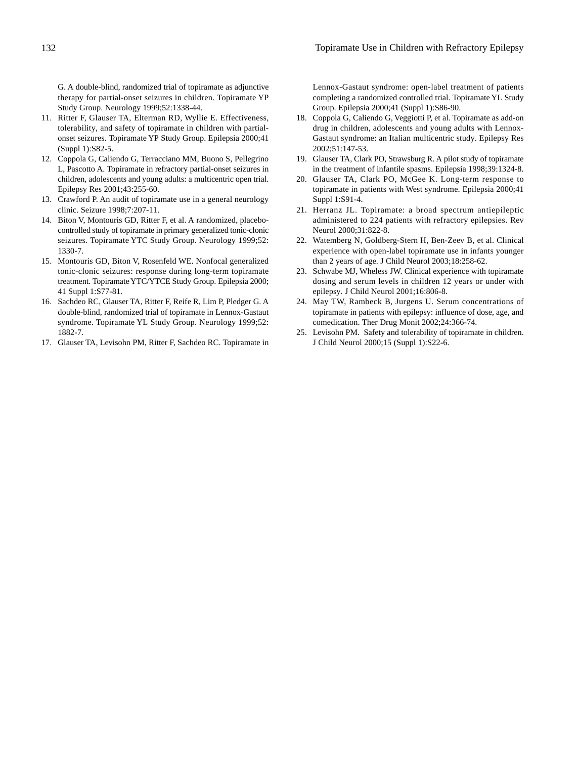G. A double-blind, randomized trial of topiramate as adjunctive therapy for partial-onset seizures in children. Topiramate YP Study Group. Neurology 1999;52:1338-44.

11. Ritter F, Glauser TA, Elterman RD, Wyllie E. Effectiveness, tolerability, and safety of topiramate in children with partial-onset seizures. Topiramate YP Study Group. Epilepsia 2000;41 (Suppl 1):S82-5.
12. Coppola G, Caliendo G, Terracciano MM, Buono S, Pellegrino L, Pascotto A. Topiramate in refractory partial-onset seizures in children, adolescents and young adults: a multicentric open trial. Epilepsy Res 2001;43:255-60.
13. Crawford P. An audit of topiramate use in a general neurology clinic. Seizure 1998;7:207-11.
14. Biton V, Montouris GD, Ritter F, et al. A randomized, placebo-controlled study of topiramate in primary generalized tonic-clonic seizures. Topiramate YTC Study Group. Neurology 1999;52: 1330-7.
15. Montouris GD, Biton V, Rosenfeld WE. Nonfocal generalized tonic-clonic seizures: response during long-term topiramate treatment. Topiramate YTC/YTCE Study Group. Epilepsia 2000; 41 Suppl 1:S77-81.
16. Sachdeo RC, Glauser TA, Ritter F, Reife R, Lim P, Pledger G. A double-blind, randomized trial of topiramate in Lennox-Gastaut syndrome. Topiramate YL Study Group. Neurology 1999;52: 1882-7.
17. Glauser TA, Levisohn PM, Ritter F, Sachdeo RC. Topiramate in Lennox-Gastaut syndrome: open-label treatment of patients completing a randomized controlled trial. Topiramate YL Study Group. Epilepsia 2000;41 (Suppl 1):S86-90.
18. Coppola G, Caliendo G, Veggiotti P, et al. Topiramate as add-on drug in children, adolescents and young adults with Lennox-Gastaut syndrome: an Italian multicentric study. Epilepsy Res 2002;51:147-53.
19. Glauser TA, Clark PO, Strawsburg R. A pilot study of topiramate in the treatment of infantile spasms. Epilepsia 1998;39:1324-8.
20. Glauser TA, Clark PO, McGee K. Long-term response to topiramate in patients with West syndrome. Epilepsia 2000;41 Suppl 1:S91-4.
21. Herranz JL. Topiramate: a broad spectrum antiepileptic administered to 224 patients with refractory epilepsies. Rev Neurol 2000;31:822-8.
22. Watemberg N, Goldberg-Stern H, Ben-Zeev B, et al. Clinical experience with open-label topiramate use in infants younger than 2 years of age. J Child Neurol 2003;18:258-62.
23. Schwabe MJ, Wheless JW. Clinical experience with topiramate dosing and serum levels in children 12 years or under with epilepsy. J Child Neurol 2001;16:806-8.
24. May TW, Rambeck B, Jurgens U. Serum concentrations of topiramate in patients with epilepsy: influence of dose, age, and comedication. Ther Drug Monit 2002;24:366-74.
25. Levisohn PM. Safety and tolerability of topiramate in children. J Child Neurol 2000;15 (Suppl 1):S22-6.